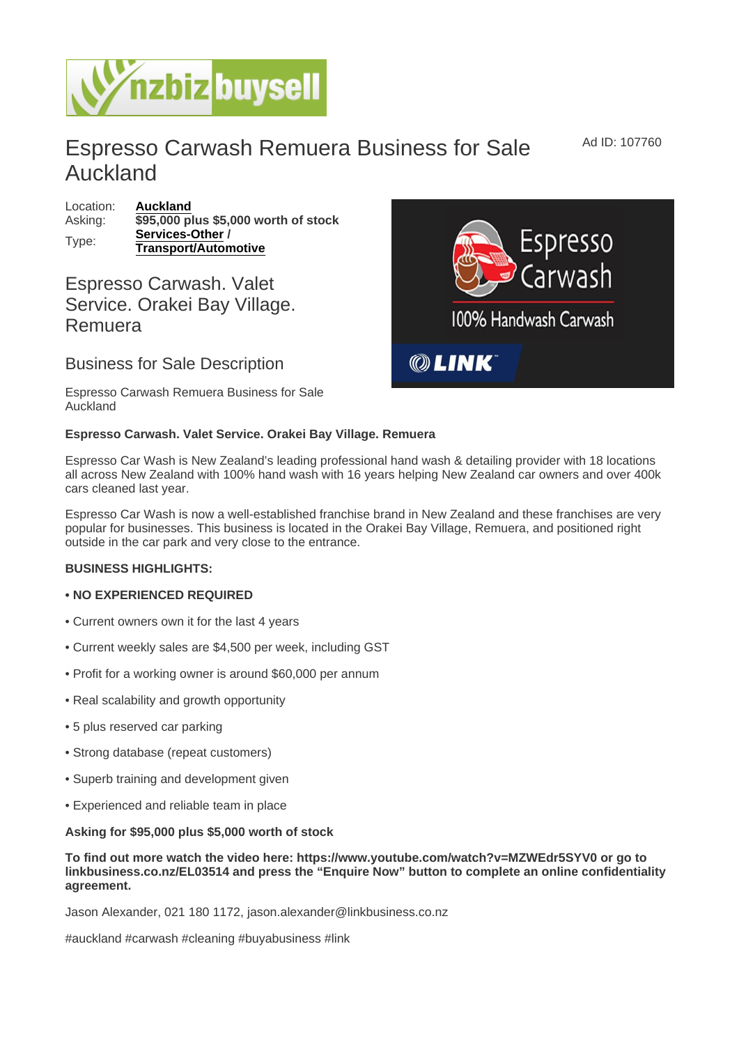# Espresso Carwash Remuera Business for Sale Auckland

Ad ID: 107760

| Location: | **Auckland** |
|---|---|
| Asking: | **$95,000 plus $5,000 worth of stock** |
| Type: | **Services-Other / Transport/Automotive** |

## Espresso Carwash. Valet Service. Orakei Bay Village. Remuera

## Business for Sale Description

Espresso Carwash Remuera Business for Sale Auckland

**Espresso Carwash. Valet Service. Orakei Bay Village. Remuera**

Espresso Car Wash is New Zealand's leading professional hand wash & detailing provider with 18 locations all across New Zealand with 100% hand wash with 16 years helping New Zealand car owners and over 400k cars cleaned last year.

Espresso Car Wash is now a well-established franchise brand in New Zealand and these franchises are very popular for businesses. This business is located in the Orakei Bay Village, Remuera, and positioned right outside in the car park and very close to the entrance.

**BUSINESS HIGHLIGHTS:**

- **NO EXPERIENCED REQUIRED**
- Current owners own it for the last 4 years
- Current weekly sales are $4,500 per week, including GST
- Profit for a working owner is around $60,000 per annum
- Real scalability and growth opportunity
- 5 plus reserved car parking
- Strong database (repeat customers)
- Superb training and development given
- Experienced and reliable team in place

**Asking for $95,000 plus $5,000 worth of stock**

**To find out more watch the video here: https://www.youtube.com/watch?v=MZWEdr5SYV0 or go to linkbusiness.co.nz/EL03514 and press the "Enquire Now" button to complete an online confidentiality agreement.**

Jason Alexander, 021 180 1172, jason.alexander@linkbusiness.co.nz

#auckland #carwash #cleaning #buyabusiness #link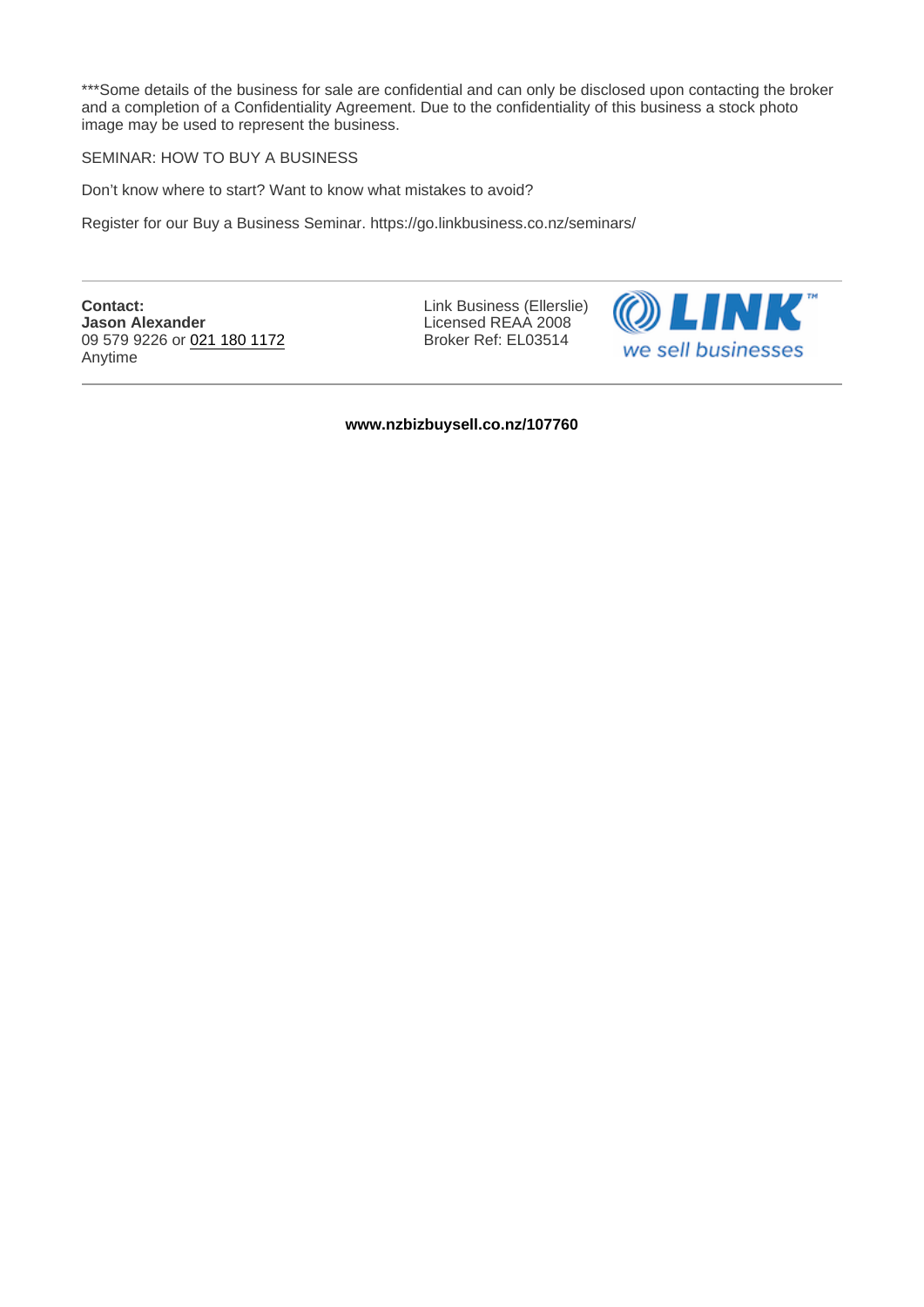***Some details of the business for sale are confidential and can only be disclosed upon contacting the broker and a completion of a Confidentiality Agreement. Due to the confidentiality of this business a stock photo image may be used to represent the business.

SEMINAR: HOW TO BUY A BUSINESS

Don't know where to start? Want to know what mistakes to avoid?

Register for our Buy a Business Seminar. https://go.linkbusiness.co.nz/seminars/

---

**Contact:**
**Jason Alexander**
09 579 9226 or 021 180 1172
Anytime

Link Business (Ellerslie)
Licensed REAA 2008
Broker Ref: EL03514

LINK™
we sell businesses

---

**www.nzbizbuysell.co.nz/107760**